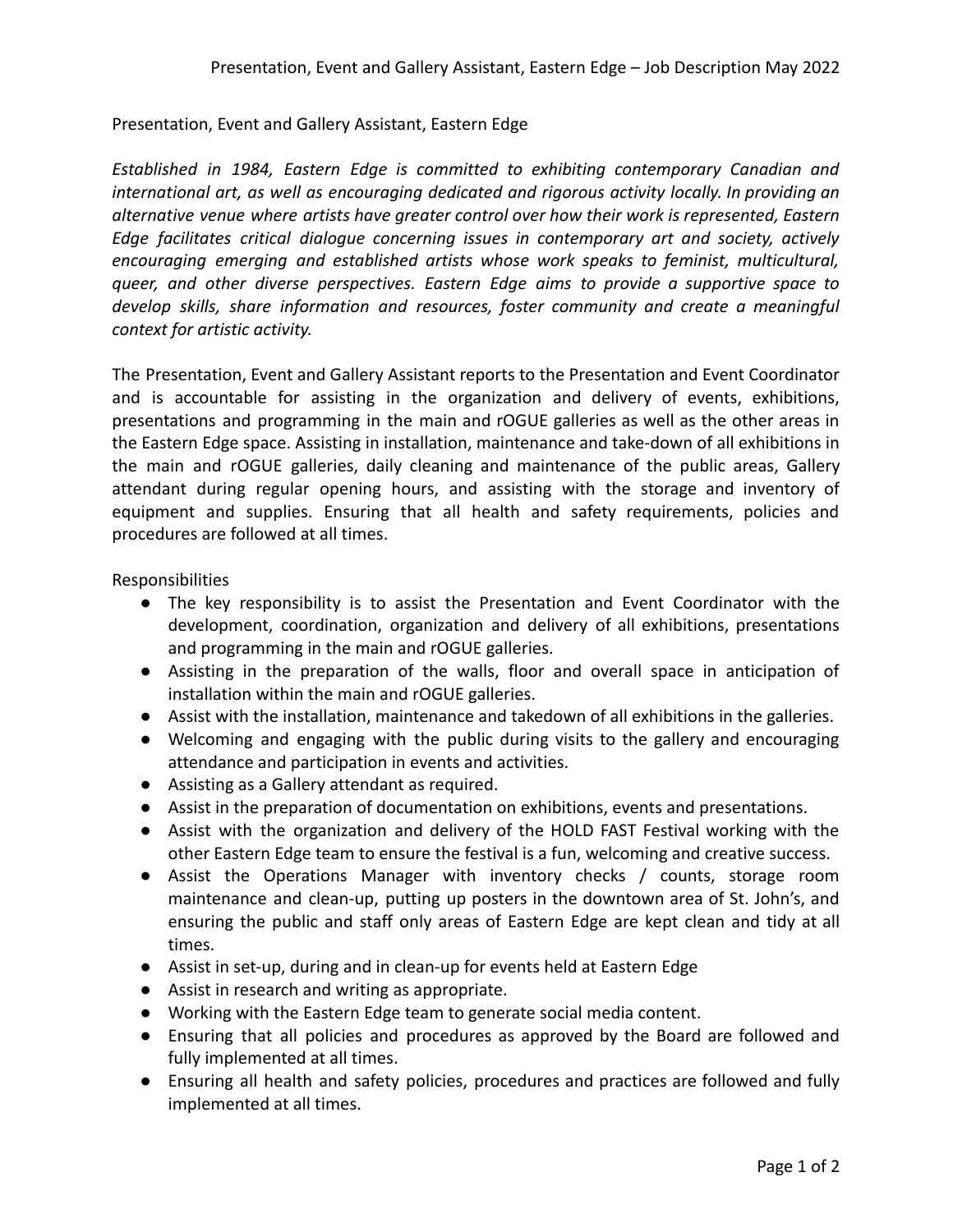# Presentation, Event and Gallery Assistant, Eastern Edge

*Established in 1984, Eastern Edge is committed to exhibiting contemporary Canadian and international art, as well as encouraging dedicated and rigorous activity locally. In providing an alternative venue where artists have greater control over how their work is represented, Eastern Edge facilitates critical dialogue concerning issues in contemporary art and society, actively encouraging emerging and established artists whose work speaks to feminist, multicultural, queer, and other diverse perspectives. Eastern Edge aims to provide a supportive space to develop skills, share information and resources, foster community and create a meaningful context for artistic activity.*

The Presentation, Event and Gallery Assistant reports to the Presentation and Event Coordinator and is accountable for assisting in the organization and delivery of events, exhibitions, presentations and programming in the main and rOGUE galleries as well as the other areas in the Eastern Edge space. Assisting in installation, maintenance and take-down of all exhibitions in the main and rOGUE galleries, daily cleaning and maintenance of the public areas, Gallery attendant during regular opening hours, and assisting with the storage and inventory of equipment and supplies. Ensuring that all health and safety requirements, policies and procedures are followed at all times.

## Responsibilities

- The key responsibility is to assist the Presentation and Event Coordinator with the development, coordination, organization and delivery of all exhibitions, presentations and programming in the main and rOGUE galleries.
- Assisting in the preparation of the walls, floor and overall space in anticipation of installation within the main and rOGUE galleries.
- Assist with the installation, maintenance and takedown of all exhibitions in the galleries.
- Welcoming and engaging with the public during visits to the gallery and encouraging attendance and participation in events and activities.
- Assisting as a Gallery attendant as required.
- Assist in the preparation of documentation on exhibitions, events and presentations.
- Assist with the organization and delivery of the HOLD FAST Festival working with the other Eastern Edge team to ensure the festival is a fun, welcoming and creative success.
- Assist the Operations Manager with inventory checks / counts, storage room maintenance and clean-up, putting up posters in the downtown area of St. John's, and ensuring the public and staff only areas of Eastern Edge are kept clean and tidy at all times.
- Assist in set-up, during and in clean-up for events held at Eastern Edge
- Assist in research and writing as appropriate.
- Working with the Eastern Edge team to generate social media content.
- Ensuring that all policies and procedures as approved by the Board are followed and fully implemented at all times.
- Ensuring all health and safety policies, procedures and practices are followed and fully implemented at all times.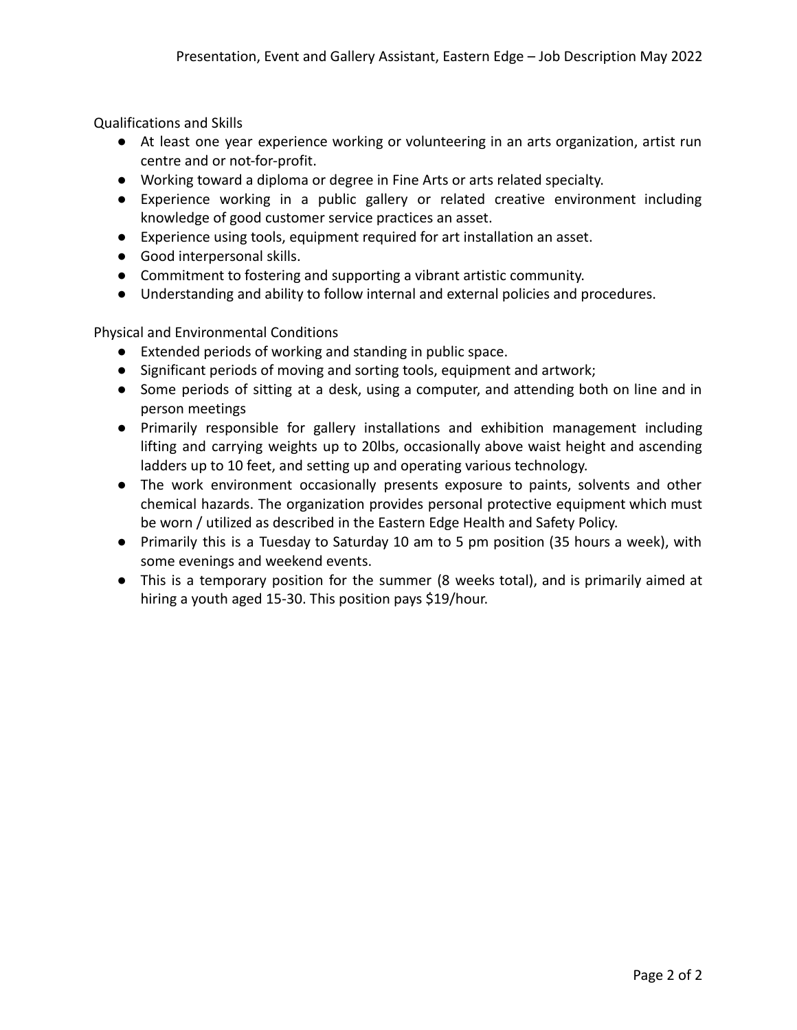Qualifications and Skills

- At least one year experience working or volunteering in an arts organization, artist run centre and or not-for-profit.
- Working toward a diploma or degree in Fine Arts or arts related specialty.
- Experience working in a public gallery or related creative environment including knowledge of good customer service practices an asset.
- Experience using tools, equipment required for art installation an asset.
- Good interpersonal skills.
- Commitment to fostering and supporting a vibrant artistic community.
- Understanding and ability to follow internal and external policies and procedures.

Physical and Environmental Conditions

- Extended periods of working and standing in public space.
- Significant periods of moving and sorting tools, equipment and artwork;
- Some periods of sitting at a desk, using a computer, and attending both on line and in person meetings
- Primarily responsible for gallery installations and exhibition management including lifting and carrying weights up to 20lbs, occasionally above waist height and ascending ladders up to 10 feet, and setting up and operating various technology.
- The work environment occasionally presents exposure to paints, solvents and other chemical hazards. The organization provides personal protective equipment which must be worn / utilized as described in the Eastern Edge Health and Safety Policy.
- Primarily this is a Tuesday to Saturday 10 am to 5 pm position (35 hours a week), with some evenings and weekend events.
- This is a temporary position for the summer (8 weeks total), and is primarily aimed at hiring a youth aged 15-30. This position pays $19/hour.